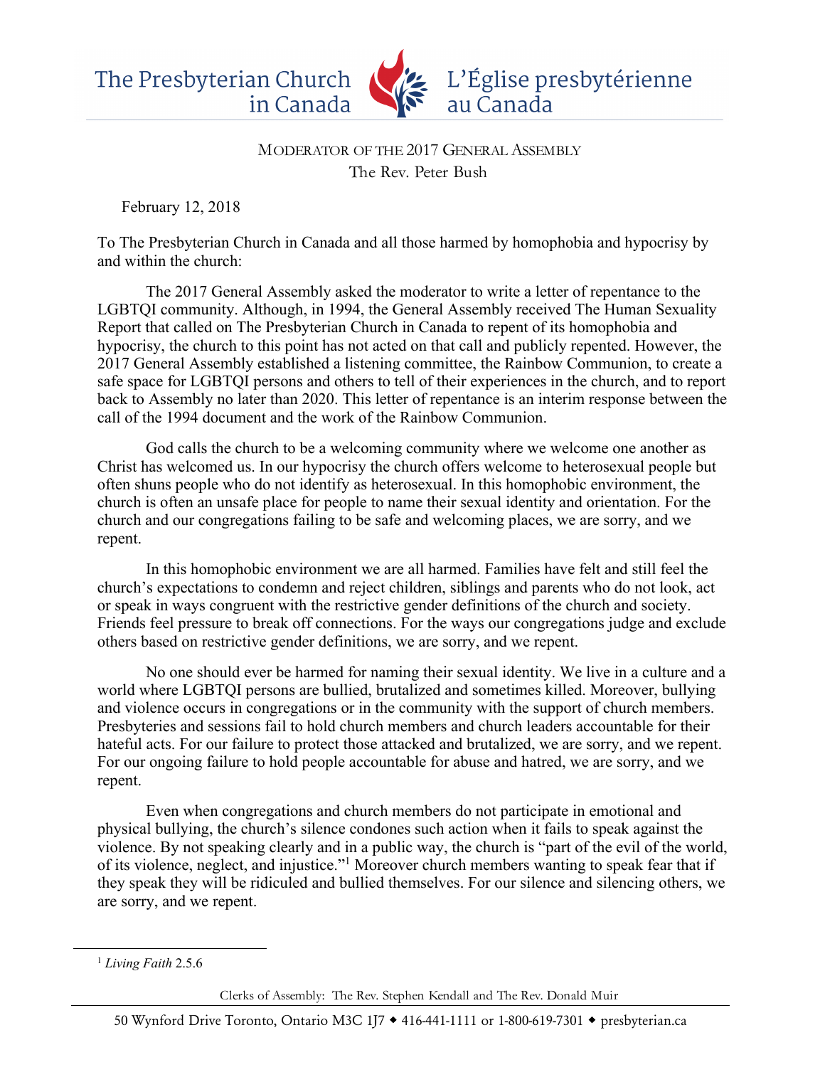The Presbyterian Church in Canada | L'Église presbytérienne au Canada

MODERATOR OF THE 2017 GENERAL ASSEMBLY
The Rev. Peter Bush

February 12, 2018

To The Presbyterian Church in Canada and all those harmed by homophobia and hypocrisy by and within the church:

The 2017 General Assembly asked the moderator to write a letter of repentance to the LGBTQI community. Although, in 1994, the General Assembly received The Human Sexuality Report that called on The Presbyterian Church in Canada to repent of its homophobia and hypocrisy, the church to this point has not acted on that call and publicly repented. However, the 2017 General Assembly established a listening committee, the Rainbow Communion, to create a safe space for LGBTQI persons and others to tell of their experiences in the church, and to report back to Assembly no later than 2020. This letter of repentance is an interim response between the call of the 1994 document and the work of the Rainbow Communion.

God calls the church to be a welcoming community where we welcome one another as Christ has welcomed us. In our hypocrisy the church offers welcome to heterosexual people but often shuns people who do not identify as heterosexual. In this homophobic environment, the church is often an unsafe place for people to name their sexual identity and orientation. For the church and our congregations failing to be safe and welcoming places, we are sorry, and we repent.

In this homophobic environment we are all harmed. Families have felt and still feel the church's expectations to condemn and reject children, siblings and parents who do not look, act or speak in ways congruent with the restrictive gender definitions of the church and society. Friends feel pressure to break off connections. For the ways our congregations judge and exclude others based on restrictive gender definitions, we are sorry, and we repent.

No one should ever be harmed for naming their sexual identity. We live in a culture and a world where LGBTQI persons are bullied, brutalized and sometimes killed. Moreover, bullying and violence occurs in congregations or in the community with the support of church members. Presbyteries and sessions fail to hold church members and church leaders accountable for their hateful acts. For our failure to protect those attacked and brutalized, we are sorry, and we repent. For our ongoing failure to hold people accountable for abuse and hatred, we are sorry, and we repent.

Even when congregations and church members do not participate in emotional and physical bullying, the church's silence condones such action when it fails to speak against the violence. By not speaking clearly and in a public way, the church is "part of the evil of the world, of its violence, neglect, and injustice."[1] Moreover church members wanting to speak fear that if they speak they will be ridiculed and bullied themselves. For our silence and silencing others, we are sorry, and we repent.

---

[1] *Living Faith* 2.5.6

Clerks of Assembly: The Rev. Stephen Kendall and The Rev. Donald Muir

50 Wynford Drive Toronto, Ontario M3C 1J7 ◆ 416-441-1111 or 1-800-619-7301 ◆ presbyterian.ca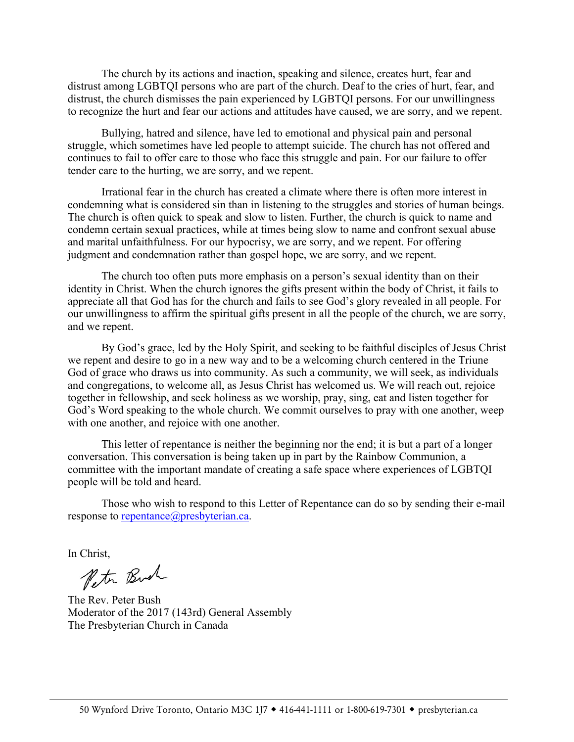The church by its actions and inaction, speaking and silence, creates hurt, fear and distrust among LGBTQI persons who are part of the church. Deaf to the cries of hurt, fear, and distrust, the church dismisses the pain experienced by LGBTQI persons. For our unwillingness to recognize the hurt and fear our actions and attitudes have caused, we are sorry, and we repent.

Bullying, hatred and silence, have led to emotional and physical pain and personal struggle, which sometimes have led people to attempt suicide. The church has not offered and continues to fail to offer care to those who face this struggle and pain. For our failure to offer tender care to the hurting, we are sorry, and we repent.

Irrational fear in the church has created a climate where there is often more interest in condemning what is considered sin than in listening to the struggles and stories of human beings. The church is often quick to speak and slow to listen. Further, the church is quick to name and condemn certain sexual practices, while at times being slow to name and confront sexual abuse and marital unfaithfulness. For our hypocrisy, we are sorry, and we repent. For offering judgment and condemnation rather than gospel hope, we are sorry, and we repent.

The church too often puts more emphasis on a person's sexual identity than on their identity in Christ. When the church ignores the gifts present within the body of Christ, it fails to appreciate all that God has for the church and fails to see God's glory revealed in all people. For our unwillingness to affirm the spiritual gifts present in all the people of the church, we are sorry, and we repent.

By God's grace, led by the Holy Spirit, and seeking to be faithful disciples of Jesus Christ we repent and desire to go in a new way and to be a welcoming church centered in the Triune God of grace who draws us into community. As such a community, we will seek, as individuals and congregations, to welcome all, as Jesus Christ has welcomed us. We will reach out, rejoice together in fellowship, and seek holiness as we worship, pray, sing, eat and listen together for God's Word speaking to the whole church. We commit ourselves to pray with one another, weep with one another, and rejoice with one another.

This letter of repentance is neither the beginning nor the end; it is but a part of a longer conversation. This conversation is being taken up in part by the Rainbow Communion, a committee with the important mandate of creating a safe space where experiences of LGBTQI people will be told and heard.

Those who wish to respond to this Letter of Repentance can do so by sending their e-mail response to repentance@presbyterian.ca.

In Christ,

Peter Bush

The Rev. Peter Bush
Moderator of the 2017 (143rd) General Assembly
The Presbyterian Church in Canada

50 Wynford Drive Toronto, Ontario M3C 1J7 ◆ 416-441-1111 or 1-800-619-7301 ◆ presbyterian.ca